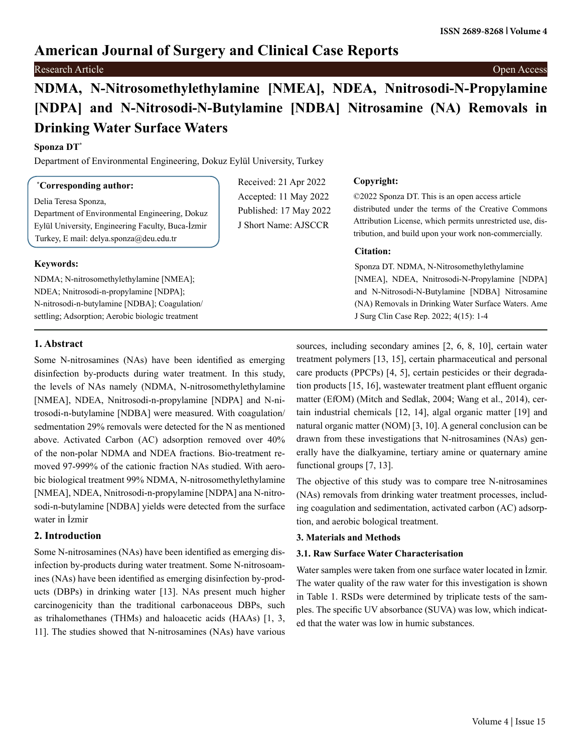# American Journal of Surgery and Clinical Case Reports

Research Article | Open Access

# NDMA, N-Nitrosomethylethylamine [NMEA], NDEA, Nnitrosodi-N-Propylamine [NDPA] and N-Nitrosodi-N-Butylamine [NDBA] Nitrosamine (NA) Removals in Drinking Water Surface Waters

**Sponza DT***

Department of Environmental Engineering, Dokuz Eylül University, Turkey

**\*Corresponding author:**

Delia Teresa Sponza,
Department of Environmental Engineering, Dokuz Eylül University, Engineering Faculty, Buca-İzmir Turkey, E mail: delya.sponza@deu.edu.tr

Received: 21 Apr 2022
Accepted: 11 May 2022
Published: 17 May 2022
J Short Name: AJSCCR

**Copyright:**

©2022 Sponza DT. This is an open access article distributed under the terms of the Creative Commons Attribution License, which permits unrestricted use, distribution, and build upon your work non-commercially.

**Citation:**

Sponza DT. NDMA, N-Nitrosomethylethylamine [NMEA], NDEA, Nnitrosodi-N-Propylamine [NDPA] and N-Nitrosodi-N-Butylamine [NDBA] Nitrosamine (NA) Removals in Drinking Water Surface Waters. Ame J Surg Clin Case Rep. 2022; 4(15): 1-4

**Keywords:**

NDMA; N-nitrosomethylethylamine [NMEA]; NDEA; Nnitrosodi-n-propylamine [NDPA]; N-nitrosodi-n-butylamine [NDBA]; Coagulation/settling; Adsorption; Aerobic biologic treatment

## 1. Abstract

Some N-nitrosamines (NAs) have been identified as emerging disinfection by-products during water treatment. In this study, the levels of NAs namely (NDMA, N-nitrosomethylethylamine [NMEA], NDEA, Nnitrosodi-n-propylamine [NDPA] and N-nitrosodi-n-butylamine [NDBA] were measured. With coagulation/sedmentation 29% removals were detected for the N as mentioned above. Activated Carbon (AC) adsorption removed over 40% of the non-polar NDMA and NDEA fractions. Bio-treatment removed 97-999% of the cationic fraction NAs studied. With aerobic biological treatment 99% NDMA, N-nitrosomethylethylamine [NMEA], NDEA, Nnitrosodi-n-propylamine [NDPA] ana N-nitrosodi-n-butylamine [NDBA] yields were detected from the surface water in İzmir

## 2. Introduction

Some N-nitrosamines (NAs) have been identified as emerging disinfection by-products during water treatment. Some N-nitrosoamines (NAs) have been identified as emerging disinfection by-products (DBPs) in drinking water [13]. NAs present much higher carcinogenicity than the traditional carbonaceous DBPs, such as trihalomethanes (THMs) and haloacetic acids (HAAs) [1, 3, 11]. The studies showed that N-nitrosamines (NAs) have various sources, including secondary amines [2, 6, 8, 10], certain water treatment polymers [13, 15], certain pharmaceutical and personal care products (PPCPs) [4, 5], certain pesticides or their degradation products [15, 16], wastewater treatment plant effluent organic matter (EfOM) (Mitch and Sedlak, 2004; Wang et al., 2014), certain industrial chemicals [12, 14], algal organic matter [19] and natural organic matter (NOM) [3, 10]. A general conclusion can be drawn from these investigations that N-nitrosamines (NAs) generally have the dialkyamine, tertiary amine or quaternary amine functional groups [7, 13].

The objective of this study was to compare tree N-nitrosamines (NAs) removals from drinking water treatment processes, including coagulation and sedimentation, activated carbon (AC) adsorption, and aerobic bological treatment.

### 3. Materials and Methods

#### 3.1. Raw Surface Water Characterisation

Water samples were taken from one surface water located in İzmir. The water quality of the raw water for this investigation is shown in Table 1. RSDs were determined by triplicate tests of the samples. The specific UV absorbance (SUVA) was low, which indicated that the water was low in humic substances.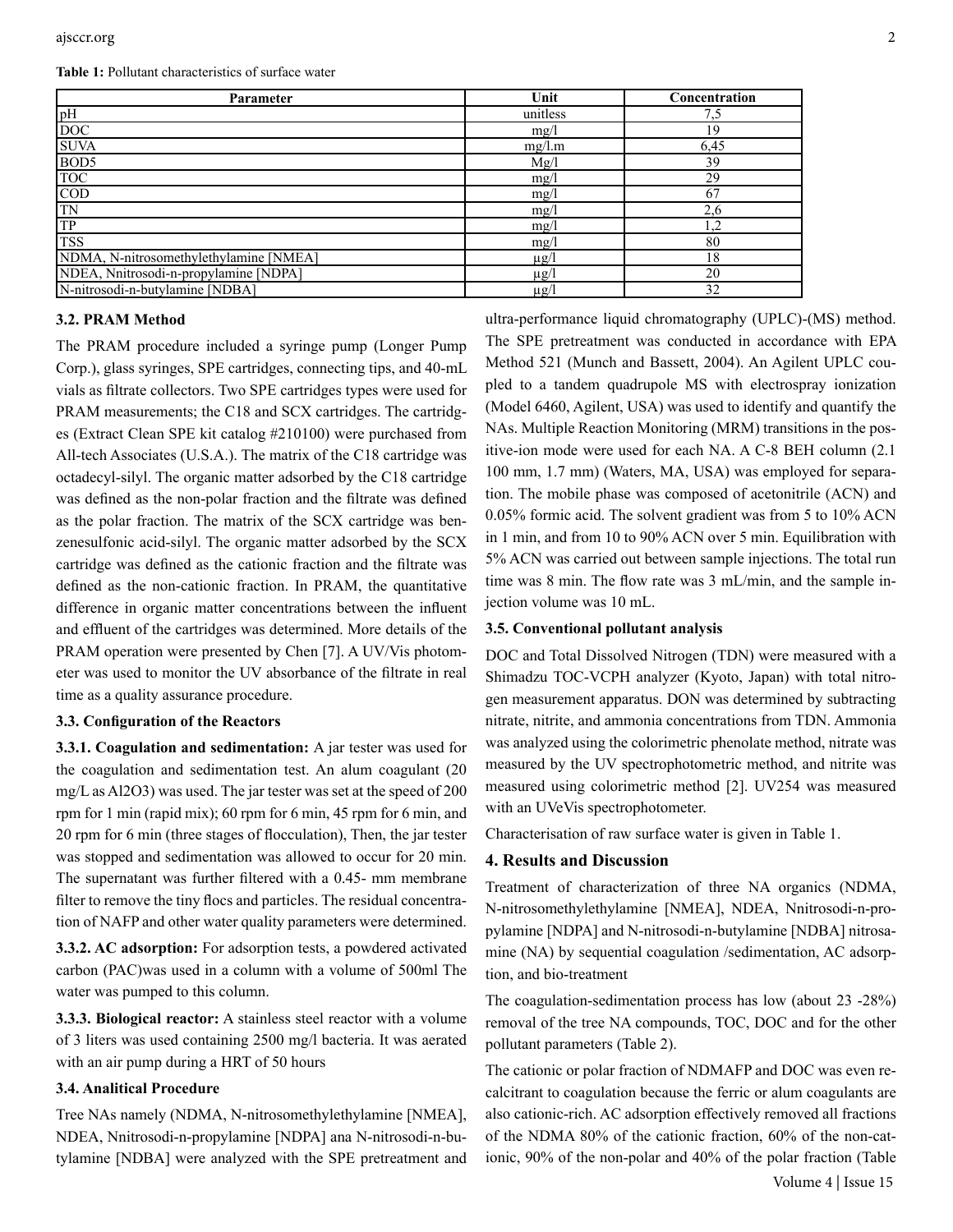**Table 1:** Pollutant characteristics of surface water

| Parameter | Unit | Concentration |
|---|---|---|
| pH | unitless | 7,5 |
| DOC | mg/l | 19 |
| SUVA | mg/l.m | 6,45 |
| BOD5 | Mg/l | 39 |
| TOC | mg/l | 29 |
| COD | mg/l | 67 |
| TN | mg/l | 2,6 |
| TP | mg/l | 1,2 |
| TSS | mg/l | 80 |
| NDMA, N-nitrosomethylethylamine [NMEA] | μg/l | 18 |
| NDEA, Nnitrosodi-n-propylamine [NDPA] | μg/l | 20 |
| N-nitrosodi-n-butylamine [NDBA] | μg/l | 32 |

### 3.2. PRAM Method

The PRAM procedure included a syringe pump (Longer Pump Corp.), glass syringes, SPE cartridges, connecting tips, and 40-mL vials as filtrate collectors. Two SPE cartridges types were used for PRAM measurements; the C18 and SCX cartridges. The cartridges (Extract Clean SPE kit catalog #210100) were purchased from All-tech Associates (U.S.A.). The matrix of the C18 cartridge was octadecyl-silyl. The organic matter adsorbed by the C18 cartridge was defined as the non-polar fraction and the filtrate was defined as the polar fraction. The matrix of the SCX cartridge was benzenesulfonic acid-silyl. The organic matter adsorbed by the SCX cartridge was defined as the cationic fraction and the filtrate was defined as the non-cationic fraction. In PRAM, the quantitative difference in organic matter concentrations between the influent and effluent of the cartridges was determined. More details of the PRAM operation were presented by Chen [7]. A UV/Vis photometer was used to monitor the UV absorbance of the filtrate in real time as a quality assurance procedure.

### 3.3. Configuration of the Reactors

**3.3.1. Coagulation and sedimentation:** A jar tester was used for the coagulation and sedimentation test. An alum coagulant (20 mg/L as $Al_2O_3$) was used. The jar tester was set at the speed of 200 rpm for 1 min (rapid mix); 60 rpm for 6 min, 45 rpm for 6 min, and 20 rpm for 6 min (three stages of flocculation), Then, the jar tester was stopped and sedimentation was allowed to occur for 20 min. The supernatant was further filtered with a 0.45- mm membrane filter to remove the tiny flocs and particles. The residual concentration of NAFP and other water quality parameters were determined.

**3.3.2. AC adsorption:** For adsorption tests, a powdered activated carbon (PAC)was used in a column with a volume of 500ml The water was pumped to this column.

**3.3.3. Biological reactor:** A stainless steel reactor with a volume of 3 liters was used containing 2500 mg/l bacteria. It was aerated with an air pump during a HRT of 50 hours

### 3.4. Analitical Procedure

Tree NAs namely (NDMA, N-nitrosomethylethylamine [NMEA], NDEA, Nnitrosodi-n-propylamine [NDPA] ana N-nitrosodi-n-butylamine [NDBA] were analyzed with the SPE pretreatment and ultra-performance liquid chromatography (UPLC)-(MS) method. The SPE pretreatment was conducted in accordance with EPA Method 521 (Munch and Bassett, 2004). An Agilent UPLC coupled to a tandem quadrupole MS with electrospray ionization (Model 6460, Agilent, USA) was used to identify and quantify the NAs. Multiple Reaction Monitoring (MRM) transitions in the positive-ion mode were used for each NA. A C-8 BEH column (2.1 100 mm, 1.7 mm) (Waters, MA, USA) was employed for separation. The mobile phase was composed of acetonitrile (ACN) and 0.05% formic acid. The solvent gradient was from 5 to 10% ACN in 1 min, and from 10 to 90% ACN over 5 min. Equilibration with 5% ACN was carried out between sample injections. The total run time was 8 min. The flow rate was 3 mL/min, and the sample injection volume was 10 mL.

### 3.5. Conventional pollutant analysis

DOC and Total Dissolved Nitrogen (TDN) were measured with a Shimadzu TOC-VCPH analyzer (Kyoto, Japan) with total nitrogen measurement apparatus. DON was determined by subtracting nitrate, nitrite, and ammonia concentrations from TDN. Ammonia was analyzed using the colorimetric phenolate method, nitrate was measured by the UV spectrophotometric method, and nitrite was measured using colorimetric method [2]. UV254 was measured with an UVeVis spectrophotometer.

Characterisation of raw surface water is given in Table 1.

## 4. Results and Discussion

Treatment of characterization of three NA organics (NDMA, N-nitrosomethylethylamine [NMEA], NDEA, Nnitrosodi-n-propylamine [NDPA] and N-nitrosodi-n-butylamine [NDBA] nitrosamine (NA) by sequential coagulation /sedimentation, AC adsorption, and bio-treatment

The coagulation-sedimentation process has low (about 23 -28%) removal of the tree NA compounds, TOC, DOC and for the other pollutant parameters (Table 2).

The cationic or polar fraction of NDMAFP and DOC was even recalcitrant to coagulation because the ferric or alum coagulants are also cationic-rich. AC adsorption effectively removed all fractions of the NDMA 80% of the cationic fraction, 60% of the non-cationic, 90% of the non-polar and 40% of the polar fraction (Table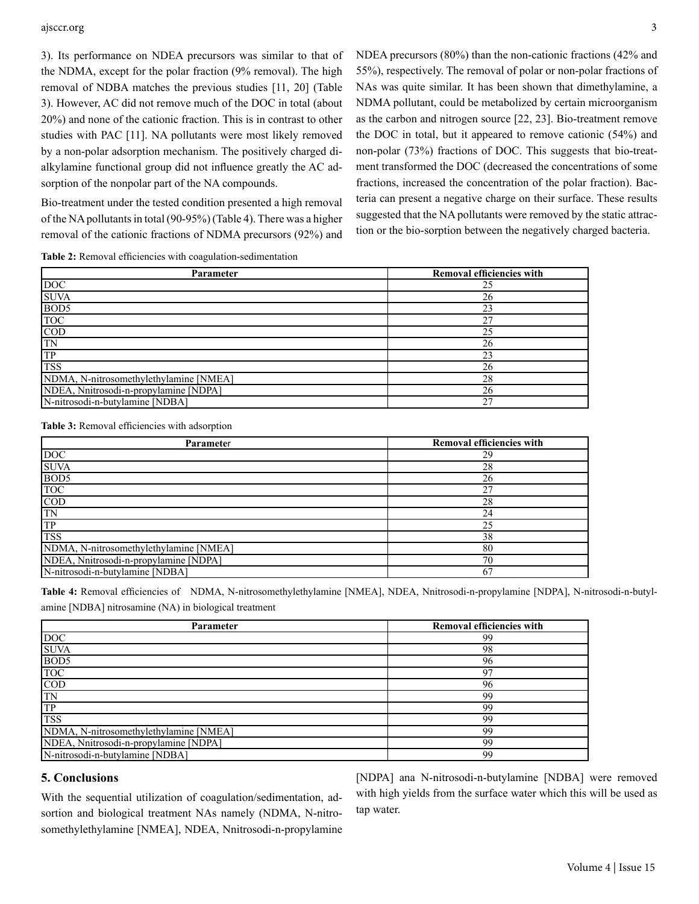3). Its performance on NDEA precursors was similar to that of the NDMA, except for the polar fraction (9% removal). The high removal of NDBA matches the previous studies [11, 20] (Table 3). However, AC did not remove much of the DOC in total (about 20%) and none of the cationic fraction. This is in contrast to other studies with PAC [11]. NA pollutants were most likely removed by a non-polar adsorption mechanism. The positively charged dialkylamine functional group did not influence greatly the AC adsorption of the nonpolar part of the NA compounds.

Bio-treatment under the tested condition presented a high removal of the NA pollutants in total (90-95%) (Table 4). There was a higher removal of the cationic fractions of NDMA precursors (92%) and NDEA precursors (80%) than the non-cationic fractions (42% and 55%), respectively. The removal of polar or non-polar fractions of NAs was quite similar. It has been shown that dimethylamine, a NDMA pollutant, could be metabolized by certain microorganism as the carbon and nitrogen source [22, 23]. Bio-treatment remove the DOC in total, but it appeared to remove cationic (54%) and non-polar (73%) fractions of DOC. This suggests that bio-treatment transformed the DOC (decreased the concentrations of some fractions, increased the concentration of the polar fraction). Bacteria can present a negative charge on their surface. These results suggested that the NA pollutants were removed by the static attraction or the bio-sorption between the negatively charged bacteria.

**Table 2:** Removal efficiencies with coagulation-sedimentation

| Parameter | Removal efficiencies with |
|---|---|
| DOC | 25 |
| SUVA | 26 |
| BOD5 | 23 |
| TOC | 27 |
| COD | 25 |
| TN | 26 |
| TP | 23 |
| TSS | 26 |
| NDMA, N-nitrosomethylethylamine [NMEA] | 28 |
| NDEA, Nnitrosodi-n-propylamine [NDPA] | 26 |
| N-nitrosodi-n-butylamine [NDBA] | 27 |

**Table 3:** Removal efficiencies with adsorption

| Parameter | Removal efficiencies with |
|---|---|
| DOC | 29 |
| SUVA | 28 |
| BOD5 | 26 |
| TOC | 27 |
| COD | 28 |
| TN | 24 |
| TP | 25 |
| TSS | 38 |
| NDMA, N-nitrosomethylethylamine [NMEA] | 80 |
| NDEA, Nnitrosodi-n-propylamine [NDPA] | 70 |
| N-nitrosodi-n-butylamine [NDBA] | 67 |

**Table 4:** Removal efficiencies of NDMA, N-nitrosomethylethylamine [NMEA], NDEA, Nnitrosodi-n-propylamine [NDPA], N-nitrosodi-n-butylamine [NDBA] nitrosamine (NA) in biological treatment

| Parameter | Removal efficiencies with |
|---|---|
| DOC | 99 |
| SUVA | 98 |
| BOD5 | 96 |
| TOC | 97 |
| COD | 96 |
| TN | 99 |
| TP | 99 |
| TSS | 99 |
| NDMA, N-nitrosomethylethylamine [NMEA] | 99 |
| NDEA, Nnitrosodi-n-propylamine [NDPA] | 99 |
| N-nitrosodi-n-butylamine [NDBA] | 99 |

## 5. Conclusions

With the sequential utilization of coagulation/sedimentation, adsortion and biological treatment NAs namely (NDMA, N-nitrosomethylethylamine [NMEA], NDEA, Nnitrosodi-n-propylamine [NDPA] ana N-nitrosodi-n-butylamine [NDBA] were removed with high yields from the surface water which this will be used as tap water.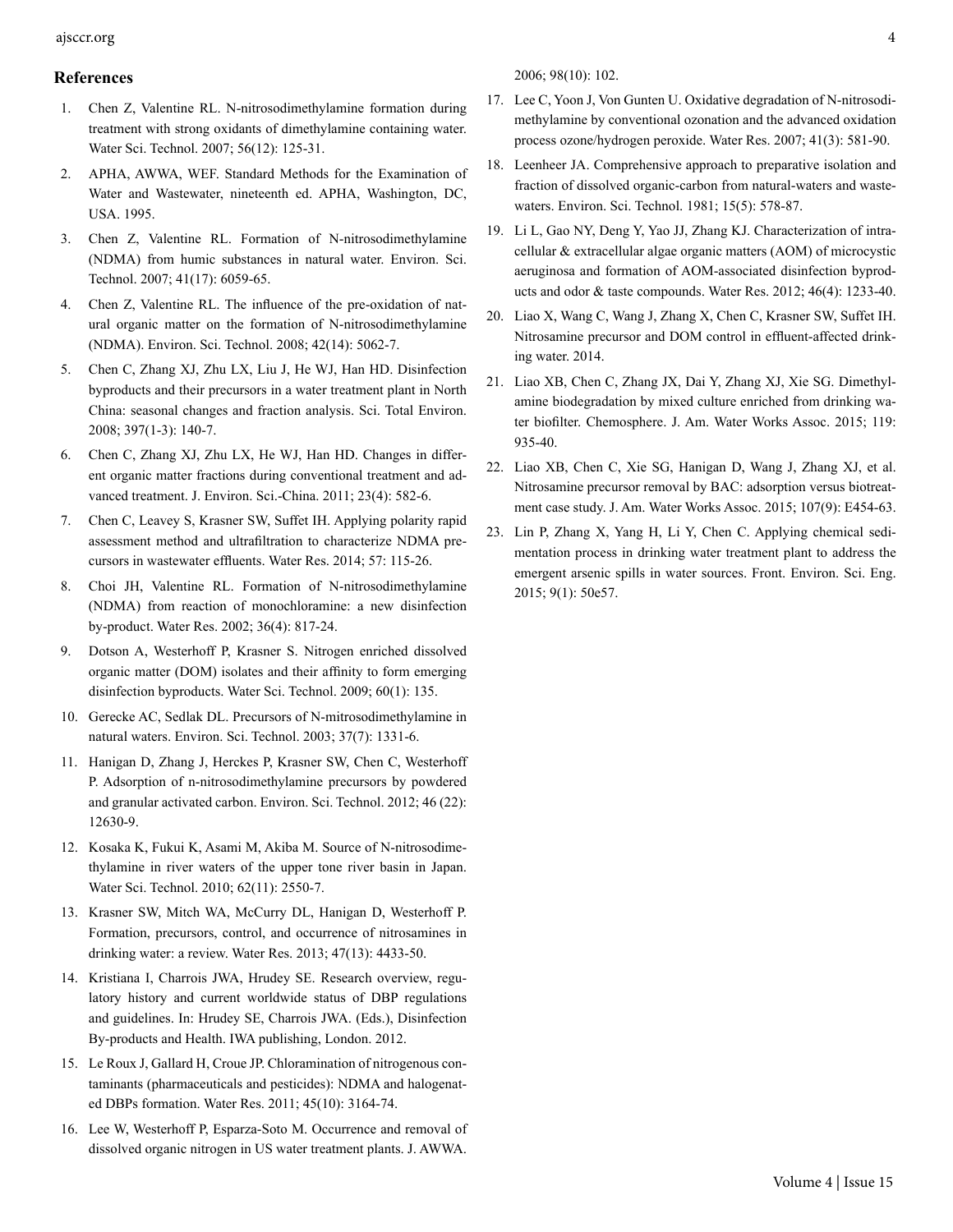## References

1. Chen Z, Valentine RL. N-nitrosodimethylamine formation during treatment with strong oxidants of dimethylamine containing water. Water Sci. Technol. 2007; 56(12): 125-31.
2. APHA, AWWA, WEF. Standard Methods for the Examination of Water and Wastewater, nineteenth ed. APHA, Washington, DC, USA. 1995.
3. Chen Z, Valentine RL. Formation of N-nitrosodimethylamine (NDMA) from humic substances in natural water. Environ. Sci. Technol. 2007; 41(17): 6059-65.
4. Chen Z, Valentine RL. The influence of the pre-oxidation of natural organic matter on the formation of N-nitrosodimethylamine (NDMA). Environ. Sci. Technol. 2008; 42(14): 5062-7.
5. Chen C, Zhang XJ, Zhu LX, Liu J, He WJ, Han HD. Disinfection byproducts and their precursors in a water treatment plant in North China: seasonal changes and fraction analysis. Sci. Total Environ. 2008; 397(1-3): 140-7.
6. Chen C, Zhang XJ, Zhu LX, He WJ, Han HD. Changes in different organic matter fractions during conventional treatment and advanced treatment. J. Environ. Sci.-China. 2011; 23(4): 582-6.
7. Chen C, Leavey S, Krasner SW, Suffet IH. Applying polarity rapid assessment method and ultrafiltration to characterize NDMA precursors in wastewater effluents. Water Res. 2014; 57: 115-26.
8. Choi JH, Valentine RL. Formation of N-nitrosodimethylamine (NDMA) from reaction of monochloramine: a new disinfection by-product. Water Res. 2002; 36(4): 817-24.
9. Dotson A, Westerhoff P, Krasner S. Nitrogen enriched dissolved organic matter (DOM) isolates and their affinity to form emerging disinfection byproducts. Water Sci. Technol. 2009; 60(1): 135.
10. Gerecke AC, Sedlak DL. Precursors of N-mitrosodimethylamine in natural waters. Environ. Sci. Technol. 2003; 37(7): 1331-6.
11. Hanigan D, Zhang J, Herckes P, Krasner SW, Chen C, Westerhoff P. Adsorption of n-nitrosodimethylamine precursors by powdered and granular activated carbon. Environ. Sci. Technol. 2012; 46 (22): 12630-9.
12. Kosaka K, Fukui K, Asami M, Akiba M. Source of N-nitrosodimethylamine in river waters of the upper tone river basin in Japan. Water Sci. Technol. 2010; 62(11): 2550-7.
13. Krasner SW, Mitch WA, McCurry DL, Hanigan D, Westerhoff P. Formation, precursors, control, and occurrence of nitrosamines in drinking water: a review. Water Res. 2013; 47(13): 4433-50.
14. Kristiana I, Charrois JWA, Hrudey SE. Research overview, regulatory history and current worldwide status of DBP regulations and guidelines. In: Hrudey SE, Charrois JWA. (Eds.), Disinfection By-products and Health. IWA publishing, London. 2012.
15. Le Roux J, Gallard H, Croue JP. Chloramination of nitrogenous contaminants (pharmaceuticals and pesticides): NDMA and halogenated DBPs formation. Water Res. 2011; 45(10): 3164-74.
16. Lee W, Westerhoff P, Esparza-Soto M. Occurrence and removal of dissolved organic nitrogen in US water treatment plants. J. AWWA. 2006; 98(10): 102.
17. Lee C, Yoon J, Von Gunten U. Oxidative degradation of N-nitrosodimethylamine by conventional ozonation and the advanced oxidation process ozone/hydrogen peroxide. Water Res. 2007; 41(3): 581-90.
18. Leenheer JA. Comprehensive approach to preparative isolation and fraction of dissolved organic-carbon from natural-waters and wastewaters. Environ. Sci. Technol. 1981; 15(5): 578-87.
19. Li L, Gao NY, Deng Y, Yao JJ, Zhang KJ. Characterization of intracellular & extracellular algae organic matters (AOM) of microcystic aeruginosa and formation of AOM-associated disinfection byproducts and odor & taste compounds. Water Res. 2012; 46(4): 1233-40.
20. Liao X, Wang C, Wang J, Zhang X, Chen C, Krasner SW, Suffet IH. Nitrosamine precursor and DOM control in effluent-affected drinking water. 2014.
21. Liao XB, Chen C, Zhang JX, Dai Y, Zhang XJ, Xie SG. Dimethylamine biodegradation by mixed culture enriched from drinking water biofilter. Chemosphere. J. Am. Water Works Assoc. 2015; 119: 935-40.
22. Liao XB, Chen C, Xie SG, Hanigan D, Wang J, Zhang XJ, et al. Nitrosamine precursor removal by BAC: adsorption versus biotreatment case study. J. Am. Water Works Assoc. 2015; 107(9): E454-63.
23. Lin P, Zhang X, Yang H, Li Y, Chen C. Applying chemical sedimentation process in drinking water treatment plant to address the emergent arsenic spills in water sources. Front. Environ. Sci. Eng. 2015; 9(1): 50e57.